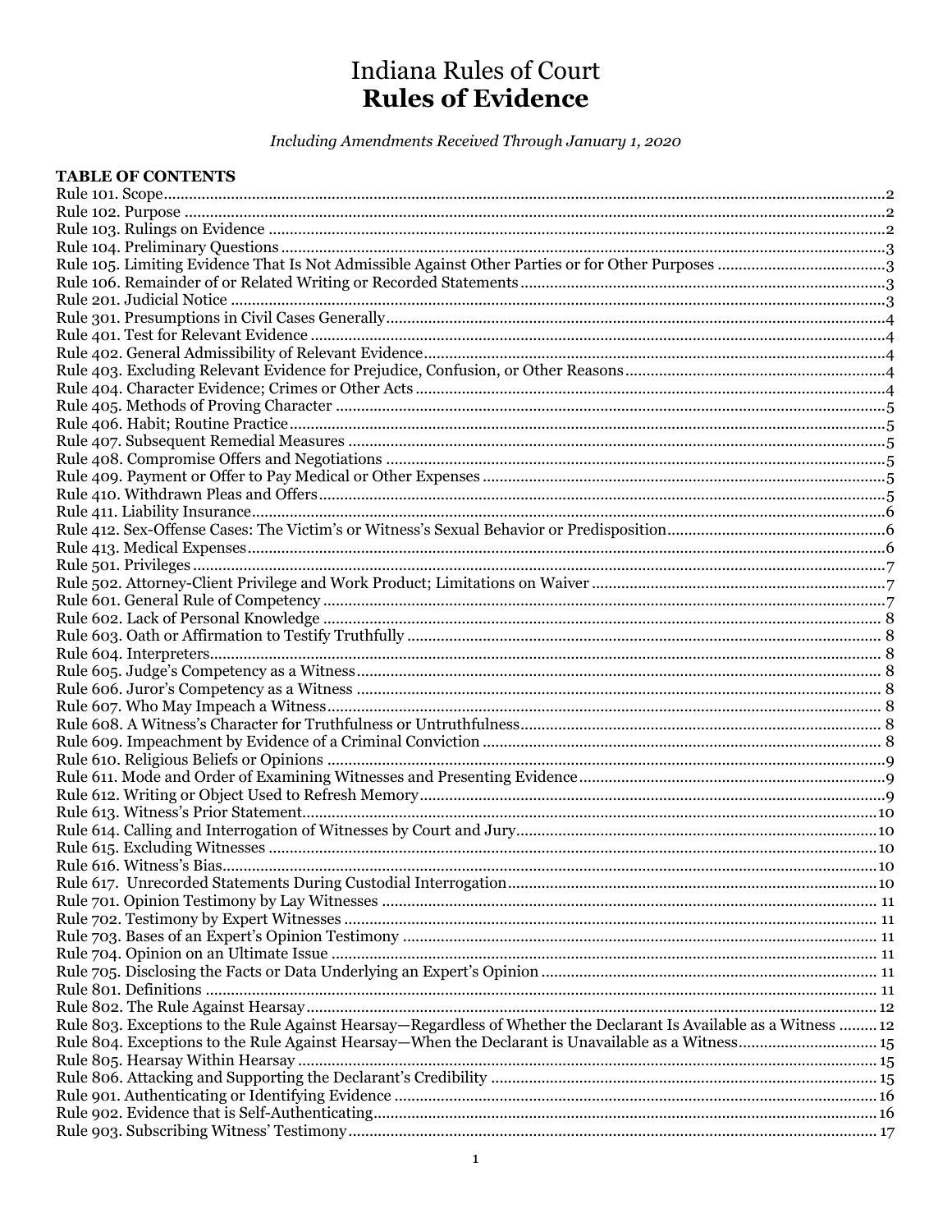# Indiana Rules of Court
# **Rules of Evidence**

*Including Amendments Received Through January 1, 2020*

**TABLE OF CONTENTS**

Rule 101. Scope........................................................................................................................................2
Rule 102. Purpose ....................................................................................................................................2
Rule 103. Rulings on Evidence .................................................................................................................2
Rule 104. Preliminary Questions ..............................................................................................................3
Rule 105. Limiting Evidence That Is Not Admissible Against Other Parties or for Other Purposes ........................................3
Rule 106. Remainder of or Related Writing or Recorded Statements .......................................................3
Rule 201. Judicial Notice ..........................................................................................................................3
Rule 301. Presumptions in Civil Cases Generally......................................................................................4
Rule 401. Test for Relevant Evidence .......................................................................................................4
Rule 402. General Admissibility of Relevant Evidence.............................................................................4
Rule 403. Excluding Relevant Evidence for Prejudice, Confusion, or Other Reasons.............................................4
Rule 404. Character Evidence; Crimes or Other Acts ...............................................................................4
Rule 405. Methods of Proving Character .................................................................................................5
Rule 406. Habit; Routine Practice ............................................................................................................5
Rule 407. Subsequent Remedial Measures ..............................................................................................5
Rule 408. Compromise Offers and Negotiations .....................................................................................5
Rule 409. Payment or Offer to Pay Medical or Other Expenses ...............................................................5
Rule 410. Withdrawn Pleas and Offers.....................................................................................................5
Rule 411. Liability Insurance.....................................................................................................................6
Rule 412. Sex-Offense Cases: The Victim's or Witness's Sexual Behavior or Predisposition...................................6
Rule 413. Medical Expenses......................................................................................................................6
Rule 501. Privileges ..................................................................................................................................7
Rule 502. Attorney-Client Privilege and Work Product; Limitations on Waiver ......................................7
Rule 601. General Rule of Competency ....................................................................................................7
Rule 602. Lack of Personal Knowledge .................................................................................................... 8
Rule 603. Oath or Affirmation to Testify Truthfully ................................................................................. 8
Rule 604. Interpreters.............................................................................................................................. 8
Rule 605. Judge's Competency as a Witness............................................................................................ 8
Rule 606. Juror's Competency as a Witness ............................................................................................ 8
Rule 607. Who May Impeach a Witness................................................................................................... 8
Rule 608. A Witness's Character for Truthfulness or Untruthfulness..................................................... 8
Rule 609. Impeachment by Evidence of a Criminal Conviction .............................................................. 8
Rule 610. Religious Beliefs or Opinions ...................................................................................................9
Rule 611. Mode and Order of Examining Witnesses and Presenting Evidence.........................................9
Rule 612. Writing or Object Used to Refresh Memory.............................................................................9
Rule 613. Witness's Prior Statement........................................................................................................10
Rule 614. Calling and Interrogation of Witnesses by Court and Jury.....................................................10
Rule 615. Excluding Witnesses ...............................................................................................................10
Rule 616. Witness's Bias..........................................................................................................................10
Rule 617. Unrecorded Statements During Custodial Interrogation.......................................................10
Rule 701. Opinion Testimony by Lay Witnesses ..................................................................................... 11
Rule 702. Testimony by Expert Witnesses .............................................................................................. 11
Rule 703. Bases of an Expert's Opinion Testimony ................................................................................ 11
Rule 704. Opinion on an Ultimate Issue ................................................................................................. 11
Rule 705. Disclosing the Facts or Data Underlying an Expert's Opinion ................................................ 11
Rule 801. Definitions .............................................................................................................................. 11
Rule 802. The Rule Against Hearsay.......................................................................................................12
Rule 803. Exceptions to the Rule Against Hearsay—Regardless of Whether the Declarant Is Available as a Witness .........12
Rule 804. Exceptions to the Rule Against Hearsay—When the Declarant is Unavailable as a Witness.................................15
Rule 805. Hearsay Within Hearsay ..........................................................................................................15
Rule 806. Attacking and Supporting the Declarant's Credibility ............................................................15
Rule 901. Authenticating or Identifying Evidence ..................................................................................16
Rule 902. Evidence that is Self-Authenticating.......................................................................................16
Rule 903. Subscribing Witness' Testimony..............................................................................................17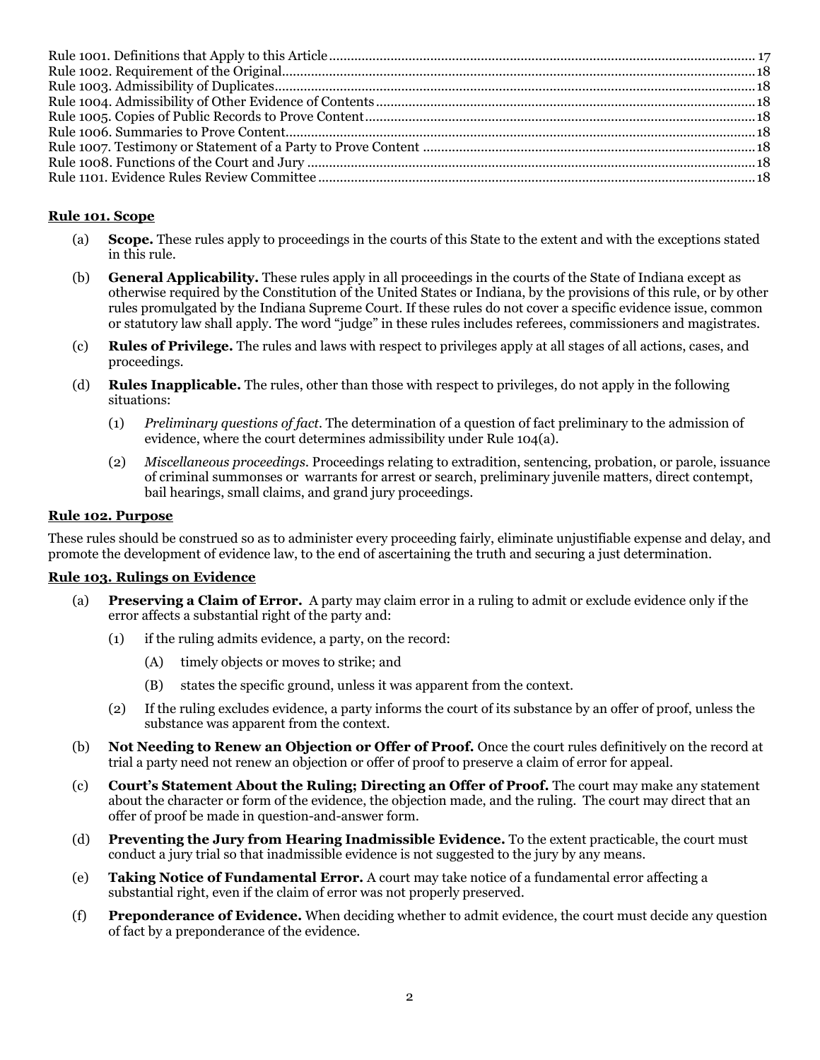Rule 1001. Definitions that Apply to this Article ..... 17
Rule 1002. Requirement of the Original ..... 18
Rule 1003. Admissibility of Duplicates ..... 18
Rule 1004. Admissibility of Other Evidence of Contents ..... 18
Rule 1005. Copies of Public Records to Prove Content ..... 18
Rule 1006. Summaries to Prove Content ..... 18
Rule 1007. Testimony or Statement of a Party to Prove Content ..... 18
Rule 1008. Functions of the Court and Jury ..... 18
Rule 1101. Evidence Rules Review Committee ..... 18

## Rule 101. Scope

(a) **Scope.** These rules apply to proceedings in the courts of this State to the extent and with the exceptions stated in this rule.

(b) **General Applicability.** These rules apply in all proceedings in the courts of the State of Indiana except as otherwise required by the Constitution of the United States or Indiana, by the provisions of this rule, or by other rules promulgated by the Indiana Supreme Court. If these rules do not cover a specific evidence issue, common or statutory law shall apply. The word "judge" in these rules includes referees, commissioners and magistrates.

(c) **Rules of Privilege.** The rules and laws with respect to privileges apply at all stages of all actions, cases, and proceedings.

(d) **Rules Inapplicable.** The rules, other than those with respect to privileges, do not apply in the following situations:

  (1) *Preliminary questions of fact.* The determination of a question of fact preliminary to the admission of evidence, where the court determines admissibility under Rule 104(a).

  (2) *Miscellaneous proceedings.* Proceedings relating to extradition, sentencing, probation, or parole, issuance of criminal summonses or warrants for arrest or search, preliminary juvenile matters, direct contempt, bail hearings, small claims, and grand jury proceedings.

## Rule 102. Purpose

These rules should be construed so as to administer every proceeding fairly, eliminate unjustifiable expense and delay, and promote the development of evidence law, to the end of ascertaining the truth and securing a just determination.

## Rule 103. Rulings on Evidence

(a) **Preserving a Claim of Error.** A party may claim error in a ruling to admit or exclude evidence only if the error affects a substantial right of the party and:

  (1) if the ruling admits evidence, a party, on the record:

    (A) timely objects or moves to strike; and

    (B) states the specific ground, unless it was apparent from the context.

  (2) If the ruling excludes evidence, a party informs the court of its substance by an offer of proof, unless the substance was apparent from the context.

(b) **Not Needing to Renew an Objection or Offer of Proof.** Once the court rules definitively on the record at trial a party need not renew an objection or offer of proof to preserve a claim of error for appeal.

(c) **Court's Statement About the Ruling; Directing an Offer of Proof.** The court may make any statement about the character or form of the evidence, the objection made, and the ruling. The court may direct that an offer of proof be made in question-and-answer form.

(d) **Preventing the Jury from Hearing Inadmissible Evidence.** To the extent practicable, the court must conduct a jury trial so that inadmissible evidence is not suggested to the jury by any means.

(e) **Taking Notice of Fundamental Error.** A court may take notice of a fundamental error affecting a substantial right, even if the claim of error was not properly preserved.

(f) **Preponderance of Evidence.** When deciding whether to admit evidence, the court must decide any question of fact by a preponderance of the evidence.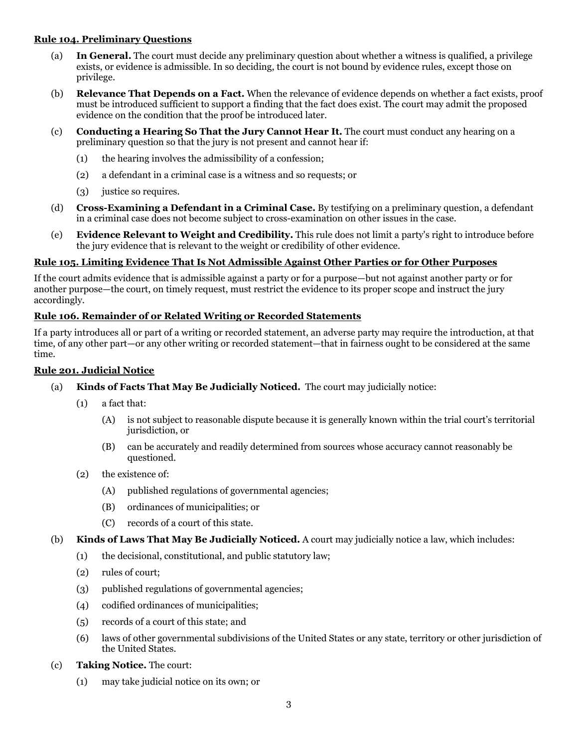**Rule 104. Preliminary Questions**

(a) **In General.** The court must decide any preliminary question about whether a witness is qualified, a privilege exists, or evidence is admissible. In so deciding, the court is not bound by evidence rules, except those on privilege.

(b) **Relevance That Depends on a Fact.** When the relevance of evidence depends on whether a fact exists, proof must be introduced sufficient to support a finding that the fact does exist. The court may admit the proposed evidence on the condition that the proof be introduced later.

(c) **Conducting a Hearing So That the Jury Cannot Hear It.** The court must conduct any hearing on a preliminary question so that the jury is not present and cannot hear if:

  (1) the hearing involves the admissibility of a confession;

  (2) a defendant in a criminal case is a witness and so requests; or

  (3) justice so requires.

(d) **Cross-Examining a Defendant in a Criminal Case.** By testifying on a preliminary question, a defendant in a criminal case does not become subject to cross-examination on other issues in the case.

(e) **Evidence Relevant to Weight and Credibility.** This rule does not limit a party's right to introduce before the jury evidence that is relevant to the weight or credibility of other evidence.

**Rule 105. Limiting Evidence That Is Not Admissible Against Other Parties or for Other Purposes**

If the court admits evidence that is admissible against a party or for a purpose—but not against another party or for another purpose—the court, on timely request, must restrict the evidence to its proper scope and instruct the jury accordingly.

**Rule 106. Remainder of or Related Writing or Recorded Statements**

If a party introduces all or part of a writing or recorded statement, an adverse party may require the introduction, at that time, of any other part—or any other writing or recorded statement—that in fairness ought to be considered at the same time.

**Rule 201. Judicial Notice**

(a) **Kinds of Facts That May Be Judicially Noticed.** The court may judicially notice:

  (1) a fact that:

    (A) is not subject to reasonable dispute because it is generally known within the trial court's territorial jurisdiction, or

    (B) can be accurately and readily determined from sources whose accuracy cannot reasonably be questioned.

  (2) the existence of:

    (A) published regulations of governmental agencies;

    (B) ordinances of municipalities; or

    (C) records of a court of this state.

(b) **Kinds of Laws That May Be Judicially Noticed.** A court may judicially notice a law, which includes:

  (1) the decisional, constitutional, and public statutory law;

  (2) rules of court;

  (3) published regulations of governmental agencies;

  (4) codified ordinances of municipalities;

  (5) records of a court of this state; and

  (6) laws of other governmental subdivisions of the United States or any state, territory or other jurisdiction of the United States.

(c) **Taking Notice.** The court:

  (1) may take judicial notice on its own; or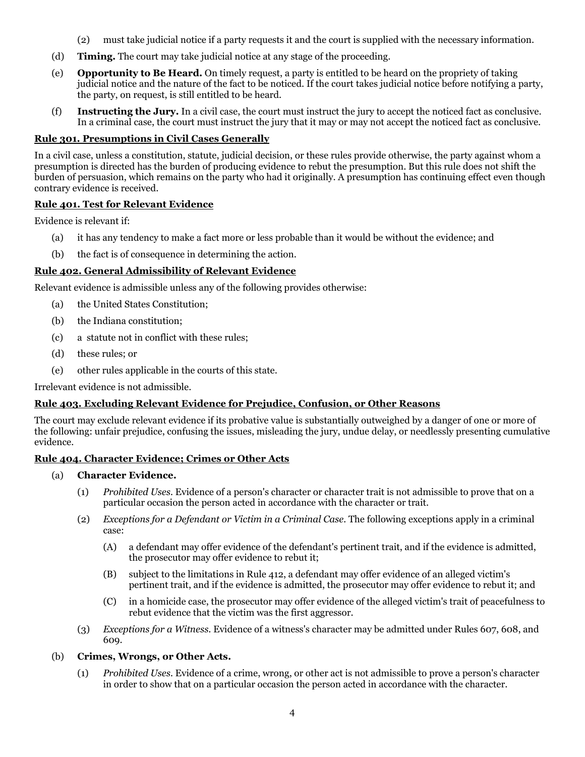(2) must take judicial notice if a party requests it and the court is supplied with the necessary information.

(d) **Timing.** The court may take judicial notice at any stage of the proceeding.

(e) **Opportunity to Be Heard.** On timely request, a party is entitled to be heard on the propriety of taking judicial notice and the nature of the fact to be noticed. If the court takes judicial notice before notifying a party, the party, on request, is still entitled to be heard.

(f) **Instructing the Jury.** In a civil case, the court must instruct the jury to accept the noticed fact as conclusive. In a criminal case, the court must instruct the jury that it may or may not accept the noticed fact as conclusive.

### Rule 301. Presumptions in Civil Cases Generally

In a civil case, unless a constitution, statute, judicial decision, or these rules provide otherwise, the party against whom a presumption is directed has the burden of producing evidence to rebut the presumption. But this rule does not shift the burden of persuasion, which remains on the party who had it originally. A presumption has continuing effect even though contrary evidence is received.

### Rule 401. Test for Relevant Evidence

Evidence is relevant if:

(a) it has any tendency to make a fact more or less probable than it would be without the evidence; and

(b) the fact is of consequence in determining the action.

### Rule 402. General Admissibility of Relevant Evidence

Relevant evidence is admissible unless any of the following provides otherwise:

(a) the United States Constitution;

(b) the Indiana constitution;

(c) a statute not in conflict with these rules;

(d) these rules; or

(e) other rules applicable in the courts of this state.

Irrelevant evidence is not admissible.

### Rule 403. Excluding Relevant Evidence for Prejudice, Confusion, or Other Reasons

The court may exclude relevant evidence if its probative value is substantially outweighed by a danger of one or more of the following: unfair prejudice, confusing the issues, misleading the jury, undue delay, or needlessly presenting cumulative evidence.

### Rule 404. Character Evidence; Crimes or Other Acts

(a) **Character Evidence.**

(1) *Prohibited Uses.* Evidence of a person's character or character trait is not admissible to prove that on a particular occasion the person acted in accordance with the character or trait.

(2) *Exceptions for a Defendant or Victim in a Criminal Case.* The following exceptions apply in a criminal case:

(A) a defendant may offer evidence of the defendant's pertinent trait, and if the evidence is admitted, the prosecutor may offer evidence to rebut it;

(B) subject to the limitations in Rule 412, a defendant may offer evidence of an alleged victim's pertinent trait, and if the evidence is admitted, the prosecutor may offer evidence to rebut it; and

(C) in a homicide case, the prosecutor may offer evidence of the alleged victim's trait of peacefulness to rebut evidence that the victim was the first aggressor.

(3) *Exceptions for a Witness.* Evidence of a witness's character may be admitted under Rules 607, 608, and 609.

(b) **Crimes, Wrongs, or Other Acts.**

(1) *Prohibited Uses.* Evidence of a crime, wrong, or other act is not admissible to prove a person's character in order to show that on a particular occasion the person acted in accordance with the character.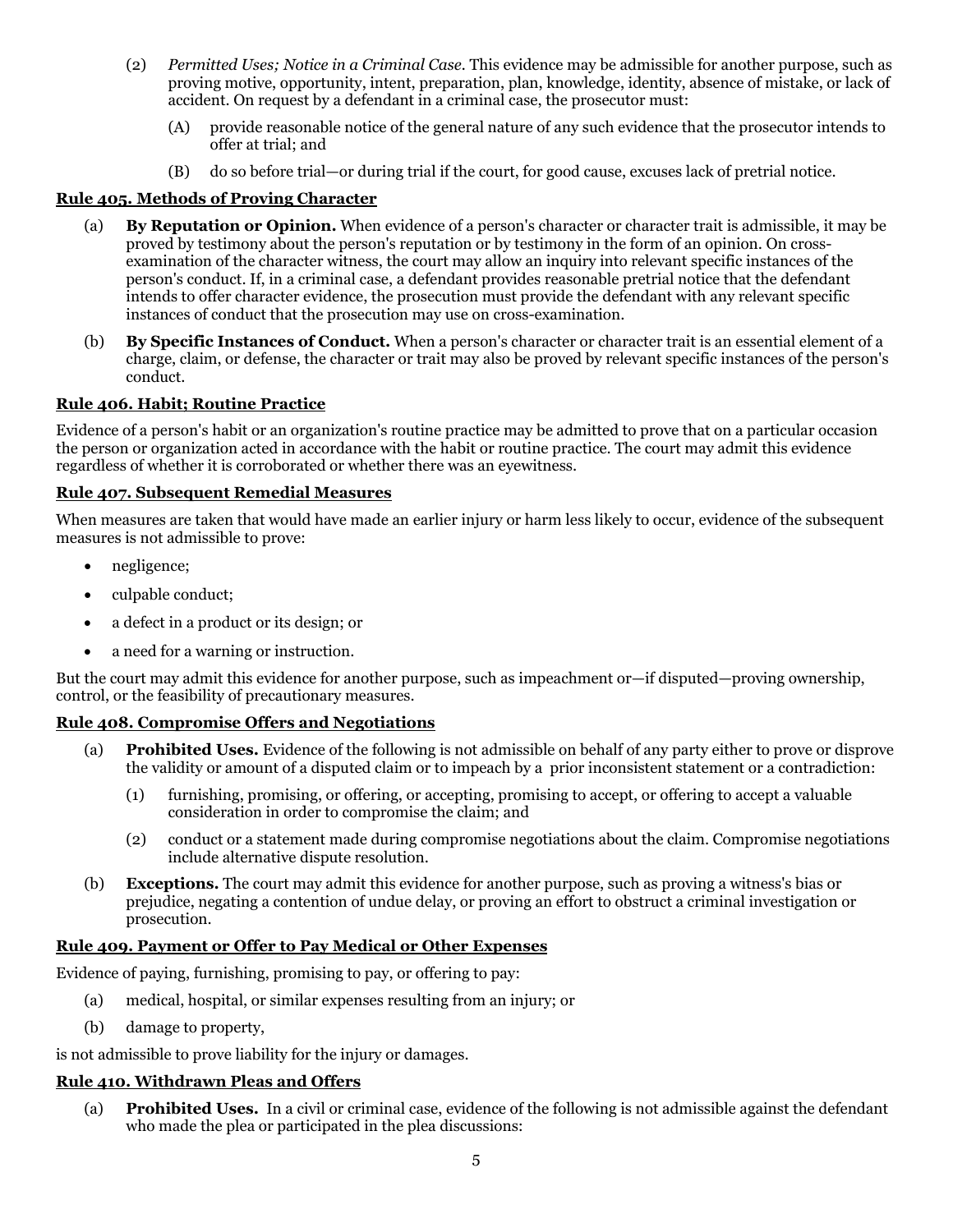(2) *Permitted Uses; Notice in a Criminal Case.* This evidence may be admissible for another purpose, such as proving motive, opportunity, intent, preparation, plan, knowledge, identity, absence of mistake, or lack of accident. On request by a defendant in a criminal case, the prosecutor must:

(A) provide reasonable notice of the general nature of any such evidence that the prosecutor intends to offer at trial; and

(B) do so before trial—or during trial if the court, for good cause, excuses lack of pretrial notice.

**Rule 405. Methods of Proving Character**

(a) **By Reputation or Opinion.** When evidence of a person's character or character trait is admissible, it may be proved by testimony about the person's reputation or by testimony in the form of an opinion. On cross-examination of the character witness, the court may allow an inquiry into relevant specific instances of the person's conduct. If, in a criminal case, a defendant provides reasonable pretrial notice that the defendant intends to offer character evidence, the prosecution must provide the defendant with any relevant specific instances of conduct that the prosecution may use on cross-examination.

(b) **By Specific Instances of Conduct.** When a person's character or character trait is an essential element of a charge, claim, or defense, the character or trait may also be proved by relevant specific instances of the person's conduct.

**Rule 406. Habit; Routine Practice**

Evidence of a person's habit or an organization's routine practice may be admitted to prove that on a particular occasion the person or organization acted in accordance with the habit or routine practice. The court may admit this evidence regardless of whether it is corroborated or whether there was an eyewitness.

**Rule 407. Subsequent Remedial Measures**

When measures are taken that would have made an earlier injury or harm less likely to occur, evidence of the subsequent measures is not admissible to prove:

- negligence;
- culpable conduct;
- a defect in a product or its design; or
- a need for a warning or instruction.

But the court may admit this evidence for another purpose, such as impeachment or—if disputed—proving ownership, control, or the feasibility of precautionary measures.

**Rule 408. Compromise Offers and Negotiations**

(a) **Prohibited Uses.** Evidence of the following is not admissible on behalf of any party either to prove or disprove the validity or amount of a disputed claim or to impeach by a prior inconsistent statement or a contradiction:

(1) furnishing, promising, or offering, or accepting, promising to accept, or offering to accept a valuable consideration in order to compromise the claim; and

(2) conduct or a statement made during compromise negotiations about the claim. Compromise negotiations include alternative dispute resolution.

(b) **Exceptions.** The court may admit this evidence for another purpose, such as proving a witness's bias or prejudice, negating a contention of undue delay, or proving an effort to obstruct a criminal investigation or prosecution.

**Rule 409. Payment or Offer to Pay Medical or Other Expenses**

Evidence of paying, furnishing, promising to pay, or offering to pay:

(a) medical, hospital, or similar expenses resulting from an injury; or

(b) damage to property,

is not admissible to prove liability for the injury or damages.

**Rule 410. Withdrawn Pleas and Offers**

(a) **Prohibited Uses.** In a civil or criminal case, evidence of the following is not admissible against the defendant who made the plea or participated in the plea discussions: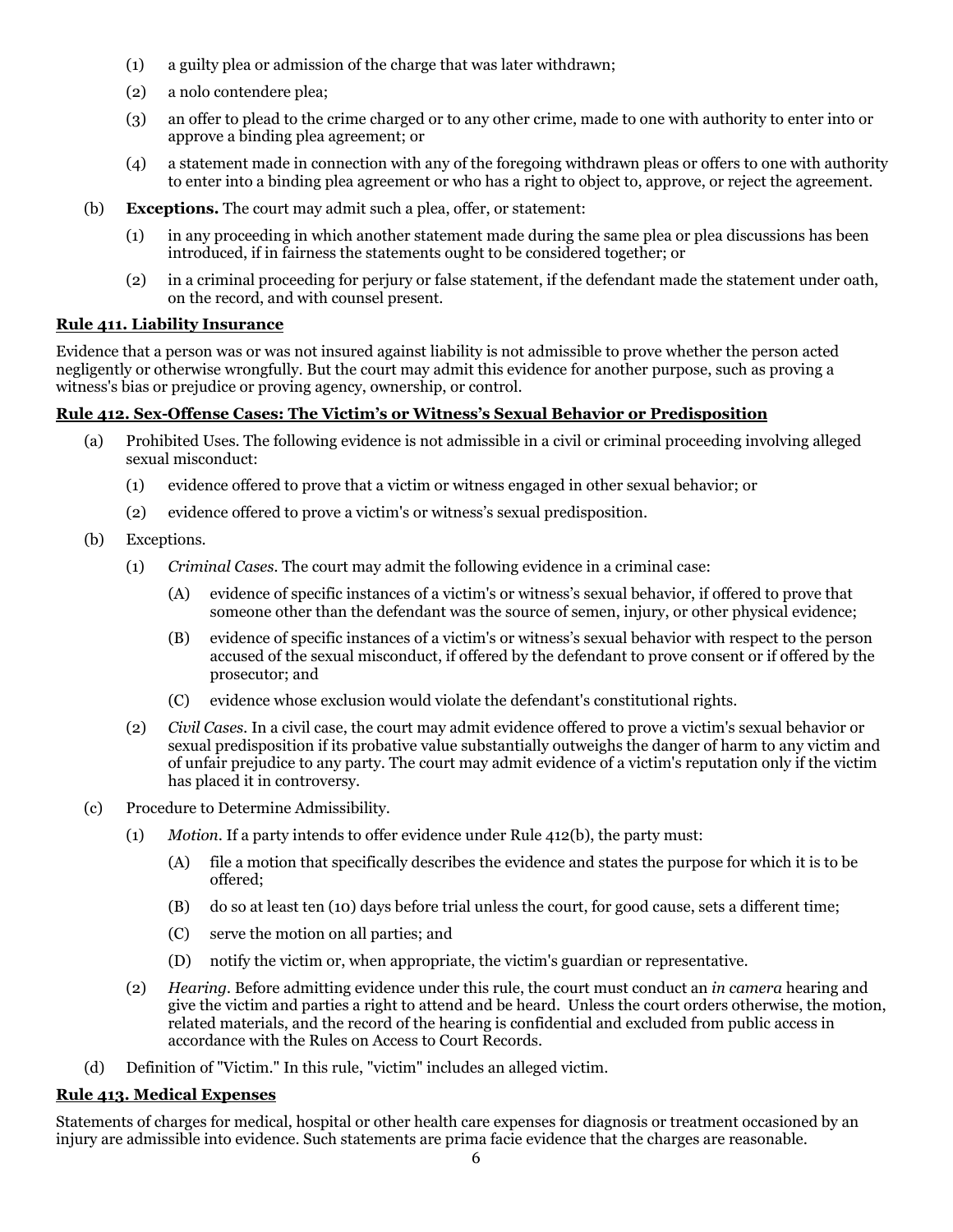(1) a guilty plea or admission of the charge that was later withdrawn;

(2) a nolo contendere plea;

(3) an offer to plead to the crime charged or to any other crime, made to one with authority to enter into or approve a binding plea agreement; or

(4) a statement made in connection with any of the foregoing withdrawn pleas or offers to one with authority to enter into a binding plea agreement or who has a right to object to, approve, or reject the agreement.

(b) **Exceptions.** The court may admit such a plea, offer, or statement:

(1) in any proceeding in which another statement made during the same plea or plea discussions has been introduced, if in fairness the statements ought to be considered together; or

(2) in a criminal proceeding for perjury or false statement, if the defendant made the statement under oath, on the record, and with counsel present.

**Rule 411. Liability Insurance**

Evidence that a person was or was not insured against liability is not admissible to prove whether the person acted negligently or otherwise wrongfully. But the court may admit this evidence for another purpose, such as proving a witness's bias or prejudice or proving agency, ownership, or control.

**Rule 412. Sex-Offense Cases: The Victim's or Witness's Sexual Behavior or Predisposition**

(a) Prohibited Uses. The following evidence is not admissible in a civil or criminal proceeding involving alleged sexual misconduct:

(1) evidence offered to prove that a victim or witness engaged in other sexual behavior; or

(2) evidence offered to prove a victim's or witness's sexual predisposition.

(b) Exceptions.

(1) *Criminal Cases.* The court may admit the following evidence in a criminal case:

(A) evidence of specific instances of a victim's or witness's sexual behavior, if offered to prove that someone other than the defendant was the source of semen, injury, or other physical evidence;

(B) evidence of specific instances of a victim's or witness's sexual behavior with respect to the person accused of the sexual misconduct, if offered by the defendant to prove consent or if offered by the prosecutor; and

(C) evidence whose exclusion would violate the defendant's constitutional rights.

(2) *Civil Cases.* In a civil case, the court may admit evidence offered to prove a victim's sexual behavior or sexual predisposition if its probative value substantially outweighs the danger of harm to any victim and of unfair prejudice to any party. The court may admit evidence of a victim's reputation only if the victim has placed it in controversy.

(c) Procedure to Determine Admissibility.

(1) *Motion.* If a party intends to offer evidence under Rule 412(b), the party must:

(A) file a motion that specifically describes the evidence and states the purpose for which it is to be offered;

(B) do so at least ten (10) days before trial unless the court, for good cause, sets a different time;

(C) serve the motion on all parties; and

(D) notify the victim or, when appropriate, the victim's guardian or representative.

(2) *Hearing.* Before admitting evidence under this rule, the court must conduct an *in camera* hearing and give the victim and parties a right to attend and be heard. Unless the court orders otherwise, the motion, related materials, and the record of the hearing is confidential and excluded from public access in accordance with the Rules on Access to Court Records.

(d) Definition of "Victim." In this rule, "victim" includes an alleged victim.

**Rule 413. Medical Expenses**

Statements of charges for medical, hospital or other health care expenses for diagnosis or treatment occasioned by an injury are admissible into evidence. Such statements are prima facie evidence that the charges are reasonable.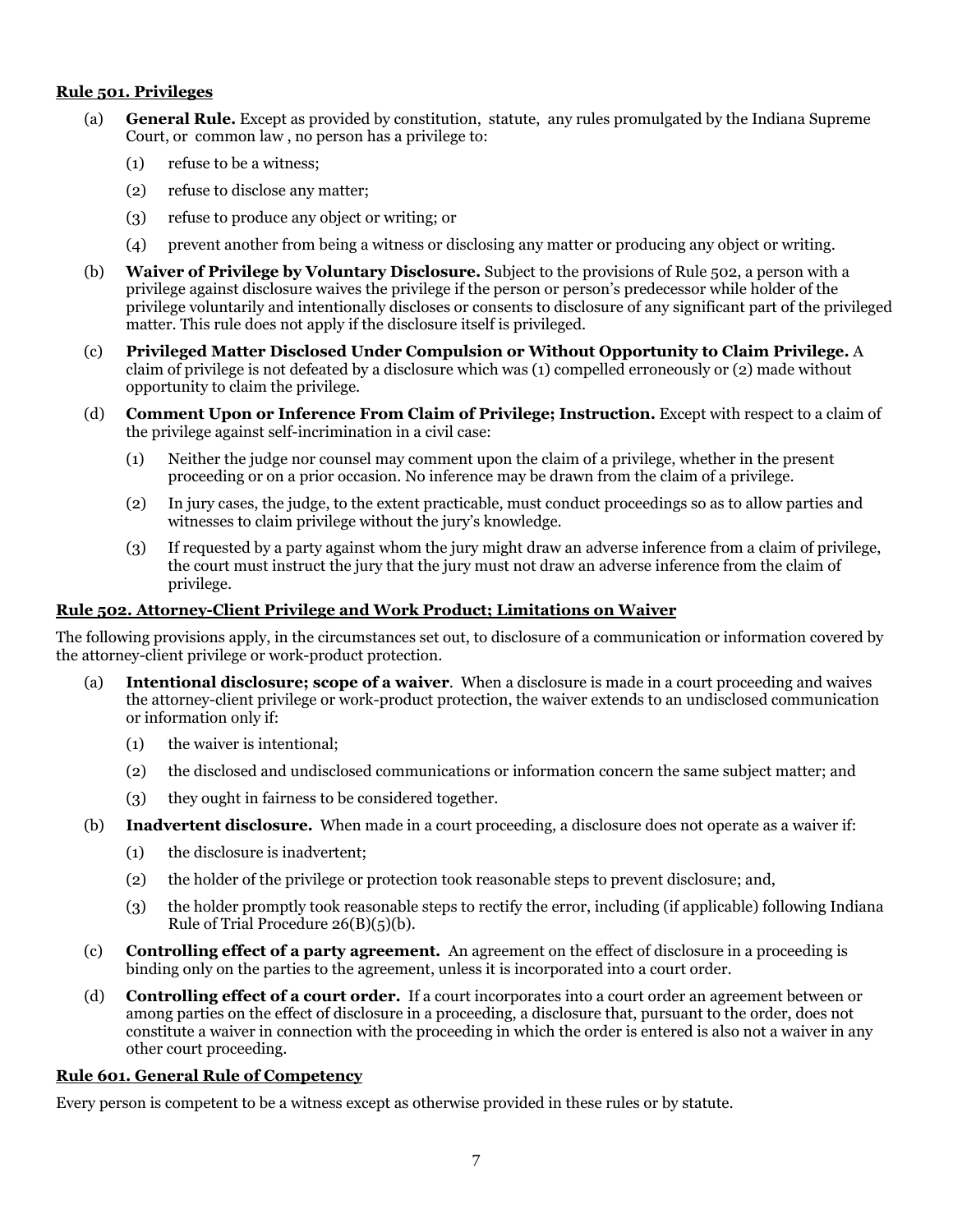**Rule 501. Privileges**

(a) **General Rule.** Except as provided by constitution, statute, any rules promulgated by the Indiana Supreme Court, or common law , no person has a privilege to:

(1) refuse to be a witness;

(2) refuse to disclose any matter;

(3) refuse to produce any object or writing; or

(4) prevent another from being a witness or disclosing any matter or producing any object or writing.

(b) **Waiver of Privilege by Voluntary Disclosure.** Subject to the provisions of Rule 502, a person with a privilege against disclosure waives the privilege if the person or person's predecessor while holder of the privilege voluntarily and intentionally discloses or consents to disclosure of any significant part of the privileged matter. This rule does not apply if the disclosure itself is privileged.

(c) **Privileged Matter Disclosed Under Compulsion or Without Opportunity to Claim Privilege.** A claim of privilege is not defeated by a disclosure which was (1) compelled erroneously or (2) made without opportunity to claim the privilege.

(d) **Comment Upon or Inference From Claim of Privilege; Instruction.** Except with respect to a claim of the privilege against self-incrimination in a civil case:

(1) Neither the judge nor counsel may comment upon the claim of a privilege, whether in the present proceeding or on a prior occasion. No inference may be drawn from the claim of a privilege.

(2) In jury cases, the judge, to the extent practicable, must conduct proceedings so as to allow parties and witnesses to claim privilege without the jury's knowledge.

(3) If requested by a party against whom the jury might draw an adverse inference from a claim of privilege, the court must instruct the jury that the jury must not draw an adverse inference from the claim of privilege.

**Rule 502. Attorney-Client Privilege and Work Product; Limitations on Waiver**

The following provisions apply, in the circumstances set out, to disclosure of a communication or information covered by the attorney-client privilege or work-product protection.

(a) **Intentional disclosure; scope of a waiver**. When a disclosure is made in a court proceeding and waives the attorney-client privilege or work-product protection, the waiver extends to an undisclosed communication or information only if:

(1) the waiver is intentional;

(2) the disclosed and undisclosed communications or information concern the same subject matter; and

(3) they ought in fairness to be considered together.

(b) **Inadvertent disclosure.** When made in a court proceeding, a disclosure does not operate as a waiver if:

(1) the disclosure is inadvertent;

(2) the holder of the privilege or protection took reasonable steps to prevent disclosure; and,

(3) the holder promptly took reasonable steps to rectify the error, including (if applicable) following Indiana Rule of Trial Procedure 26(B)(5)(b).

(c) **Controlling effect of a party agreement.** An agreement on the effect of disclosure in a proceeding is binding only on the parties to the agreement, unless it is incorporated into a court order.

(d) **Controlling effect of a court order.** If a court incorporates into a court order an agreement between or among parties on the effect of disclosure in a proceeding, a disclosure that, pursuant to the order, does not constitute a waiver in connection with the proceeding in which the order is entered is also not a waiver in any other court proceeding.

**Rule 601. General Rule of Competency**

Every person is competent to be a witness except as otherwise provided in these rules or by statute.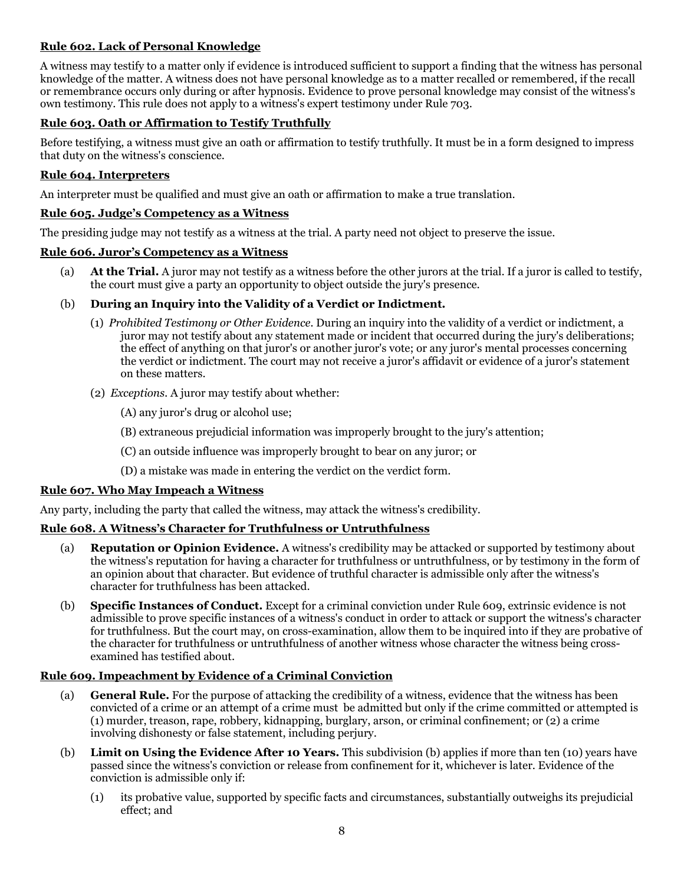**Rule 602. Lack of Personal Knowledge**

A witness may testify to a matter only if evidence is introduced sufficient to support a finding that the witness has personal knowledge of the matter. A witness does not have personal knowledge as to a matter recalled or remembered, if the recall or remembrance occurs only during or after hypnosis. Evidence to prove personal knowledge may consist of the witness's own testimony. This rule does not apply to a witness's expert testimony under Rule 703.

**Rule 603. Oath or Affirmation to Testify Truthfully**

Before testifying, a witness must give an oath or affirmation to testify truthfully. It must be in a form designed to impress that duty on the witness's conscience.

**Rule 604. Interpreters**

An interpreter must be qualified and must give an oath or affirmation to make a true translation.

**Rule 605. Judge's Competency as a Witness**

The presiding judge may not testify as a witness at the trial. A party need not object to preserve the issue.

**Rule 606. Juror's Competency as a Witness**

(a) **At the Trial.** A juror may not testify as a witness before the other jurors at the trial. If a juror is called to testify, the court must give a party an opportunity to object outside the jury's presence.

(b) **During an Inquiry into the Validity of a Verdict or Indictment.**

(1) *Prohibited Testimony or Other Evidence*. During an inquiry into the validity of a verdict or indictment, a juror may not testify about any statement made or incident that occurred during the jury's deliberations; the effect of anything on that juror's or another juror's vote; or any juror's mental processes concerning the verdict or indictment. The court may not receive a juror's affidavit or evidence of a juror's statement on these matters.

(2) *Exceptions*. A juror may testify about whether:

(A) any juror's drug or alcohol use;

(B) extraneous prejudicial information was improperly brought to the jury's attention;

(C) an outside influence was improperly brought to bear on any juror; or

(D) a mistake was made in entering the verdict on the verdict form.

**Rule 607. Who May Impeach a Witness**

Any party, including the party that called the witness, may attack the witness's credibility.

**Rule 608. A Witness's Character for Truthfulness or Untruthfulness**

(a) **Reputation or Opinion Evidence.** A witness's credibility may be attacked or supported by testimony about the witness's reputation for having a character for truthfulness or untruthfulness, or by testimony in the form of an opinion about that character. But evidence of truthful character is admissible only after the witness's character for truthfulness has been attacked.

(b) **Specific Instances of Conduct.** Except for a criminal conviction under Rule 609, extrinsic evidence is not admissible to prove specific instances of a witness's conduct in order to attack or support the witness's character for truthfulness. But the court may, on cross-examination, allow them to be inquired into if they are probative of the character for truthfulness or untruthfulness of another witness whose character the witness being cross-examined has testified about.

**Rule 609. Impeachment by Evidence of a Criminal Conviction**

(a) **General Rule.** For the purpose of attacking the credibility of a witness, evidence that the witness has been convicted of a crime or an attempt of a crime must be admitted but only if the crime committed or attempted is (1) murder, treason, rape, robbery, kidnapping, burglary, arson, or criminal confinement; or (2) a crime involving dishonesty or false statement, including perjury.

(b) **Limit on Using the Evidence After 10 Years.** This subdivision (b) applies if more than ten (10) years have passed since the witness's conviction or release from confinement for it, whichever is later. Evidence of the conviction is admissible only if:

(1) its probative value, supported by specific facts and circumstances, substantially outweighs its prejudicial effect; and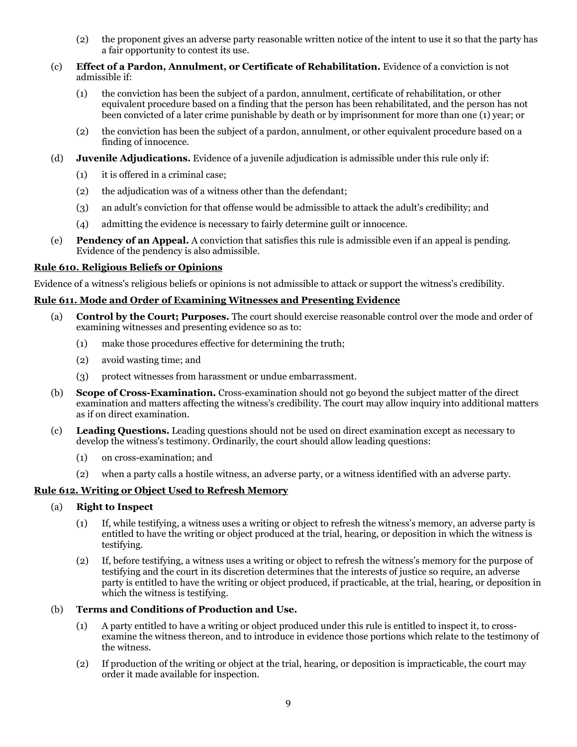(2) the proponent gives an adverse party reasonable written notice of the intent to use it so that the party has a fair opportunity to contest its use.

(c) **Effect of a Pardon, Annulment, or Certificate of Rehabilitation.** Evidence of a conviction is not admissible if:

(1) the conviction has been the subject of a pardon, annulment, certificate of rehabilitation, or other equivalent procedure based on a finding that the person has been rehabilitated, and the person has not been convicted of a later crime punishable by death or by imprisonment for more than one (1) year; or

(2) the conviction has been the subject of a pardon, annulment, or other equivalent procedure based on a finding of innocence.

(d) **Juvenile Adjudications.** Evidence of a juvenile adjudication is admissible under this rule only if:

(1) it is offered in a criminal case;

(2) the adjudication was of a witness other than the defendant;

(3) an adult's conviction for that offense would be admissible to attack the adult's credibility; and

(4) admitting the evidence is necessary to fairly determine guilt or innocence.

(e) **Pendency of an Appeal.** A conviction that satisfies this rule is admissible even if an appeal is pending. Evidence of the pendency is also admissible.

**Rule 610. Religious Beliefs or Opinions**

Evidence of a witness's religious beliefs or opinions is not admissible to attack or support the witness's credibility.

**Rule 611. Mode and Order of Examining Witnesses and Presenting Evidence**

(a) **Control by the Court; Purposes.** The court should exercise reasonable control over the mode and order of examining witnesses and presenting evidence so as to:

(1) make those procedures effective for determining the truth;

(2) avoid wasting time; and

(3) protect witnesses from harassment or undue embarrassment.

(b) **Scope of Cross-Examination.** Cross-examination should not go beyond the subject matter of the direct examination and matters affecting the witness's credibility. The court may allow inquiry into additional matters as if on direct examination.

(c) **Leading Questions.** Leading questions should not be used on direct examination except as necessary to develop the witness's testimony. Ordinarily, the court should allow leading questions:

(1) on cross-examination; and

(2) when a party calls a hostile witness, an adverse party, or a witness identified with an adverse party.

**Rule 612. Writing or Object Used to Refresh Memory**

(a) **Right to Inspect**

(1) If, while testifying, a witness uses a writing or object to refresh the witness's memory, an adverse party is entitled to have the writing or object produced at the trial, hearing, or deposition in which the witness is testifying.

(2) If, before testifying, a witness uses a writing or object to refresh the witness's memory for the purpose of testifying and the court in its discretion determines that the interests of justice so require, an adverse party is entitled to have the writing or object produced, if practicable, at the trial, hearing, or deposition in which the witness is testifying.

(b) **Terms and Conditions of Production and Use.**

(1) A party entitled to have a writing or object produced under this rule is entitled to inspect it, to cross-examine the witness thereon, and to introduce in evidence those portions which relate to the testimony of the witness.

(2) If production of the writing or object at the trial, hearing, or deposition is impracticable, the court may order it made available for inspection.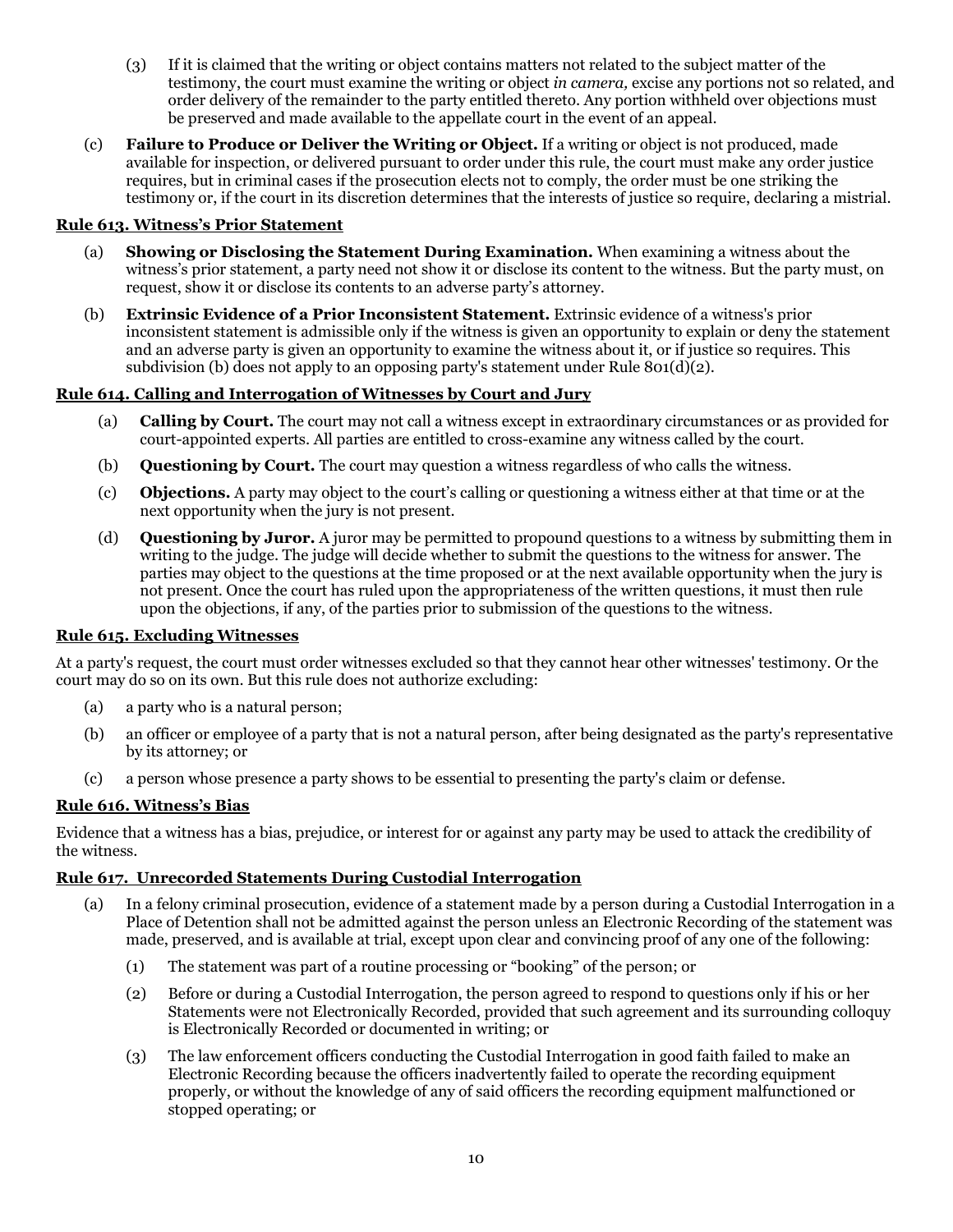(3) If it is claimed that the writing or object contains matters not related to the subject matter of the testimony, the court must examine the writing or object *in camera,* excise any portions not so related, and order delivery of the remainder to the party entitled thereto. Any portion withheld over objections must be preserved and made available to the appellate court in the event of an appeal.

(c) **Failure to Produce or Deliver the Writing or Object.** If a writing or object is not produced, made available for inspection, or delivered pursuant to order under this rule, the court must make any order justice requires, but in criminal cases if the prosecution elects not to comply, the order must be one striking the testimony or, if the court in its discretion determines that the interests of justice so require, declaring a mistrial.

**Rule 613. Witness's Prior Statement**

(a) **Showing or Disclosing the Statement During Examination.** When examining a witness about the witness's prior statement, a party need not show it or disclose its content to the witness. But the party must, on request, show it or disclose its contents to an adverse party's attorney.

(b) **Extrinsic Evidence of a Prior Inconsistent Statement.** Extrinsic evidence of a witness's prior inconsistent statement is admissible only if the witness is given an opportunity to explain or deny the statement and an adverse party is given an opportunity to examine the witness about it, or if justice so requires. This subdivision (b) does not apply to an opposing party's statement under Rule 801(d)(2).

**Rule 614. Calling and Interrogation of Witnesses by Court and Jury**

(a) **Calling by Court.** The court may not call a witness except in extraordinary circumstances or as provided for court-appointed experts. All parties are entitled to cross-examine any witness called by the court.

(b) **Questioning by Court.** The court may question a witness regardless of who calls the witness.

(c) **Objections.** A party may object to the court's calling or questioning a witness either at that time or at the next opportunity when the jury is not present.

(d) **Questioning by Juror.** A juror may be permitted to propound questions to a witness by submitting them in writing to the judge. The judge will decide whether to submit the questions to the witness for answer. The parties may object to the questions at the time proposed or at the next available opportunity when the jury is not present. Once the court has ruled upon the appropriateness of the written questions, it must then rule upon the objections, if any, of the parties prior to submission of the questions to the witness.

**Rule 615. Excluding Witnesses**

At a party's request, the court must order witnesses excluded so that they cannot hear other witnesses' testimony. Or the court may do so on its own. But this rule does not authorize excluding:

(a) a party who is a natural person;

(b) an officer or employee of a party that is not a natural person, after being designated as the party's representative by its attorney; or

(c) a person whose presence a party shows to be essential to presenting the party's claim or defense.

**Rule 616. Witness's Bias**

Evidence that a witness has a bias, prejudice, or interest for or against any party may be used to attack the credibility of the witness.

**Rule 617. Unrecorded Statements During Custodial Interrogation**

(a) In a felony criminal prosecution, evidence of a statement made by a person during a Custodial Interrogation in a Place of Detention shall not be admitted against the person unless an Electronic Recording of the statement was made, preserved, and is available at trial, except upon clear and convincing proof of any one of the following:

(1) The statement was part of a routine processing or "booking" of the person; or

(2) Before or during a Custodial Interrogation, the person agreed to respond to questions only if his or her Statements were not Electronically Recorded, provided that such agreement and its surrounding colloquy is Electronically Recorded or documented in writing; or

(3) The law enforcement officers conducting the Custodial Interrogation in good faith failed to make an Electronic Recording because the officers inadvertently failed to operate the recording equipment properly, or without the knowledge of any of said officers the recording equipment malfunctioned or stopped operating; or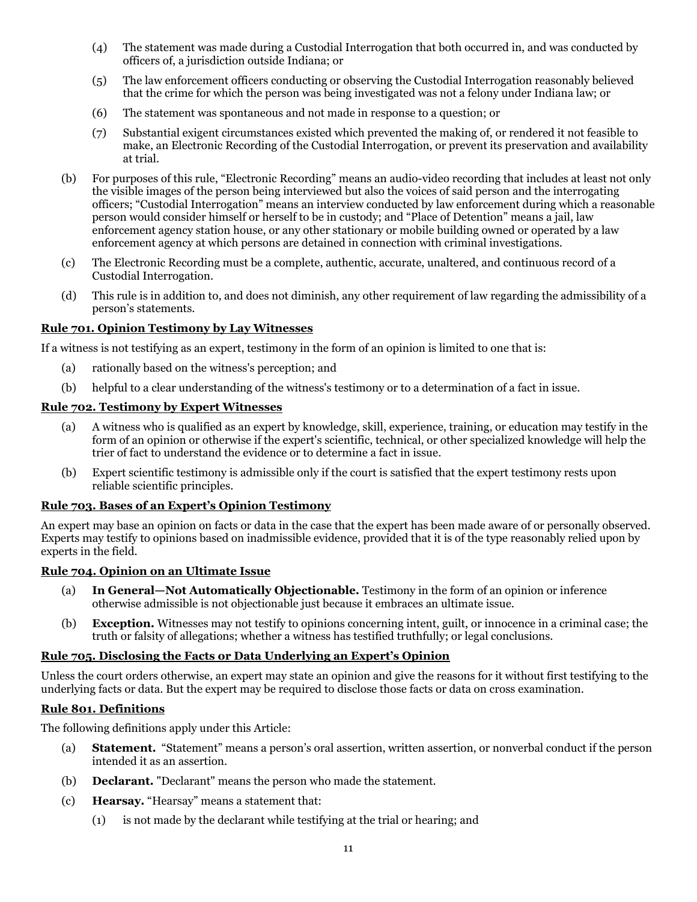(4) The statement was made during a Custodial Interrogation that both occurred in, and was conducted by officers of, a jurisdiction outside Indiana; or

(5) The law enforcement officers conducting or observing the Custodial Interrogation reasonably believed that the crime for which the person was being investigated was not a felony under Indiana law; or

(6) The statement was spontaneous and not made in response to a question; or

(7) Substantial exigent circumstances existed which prevented the making of, or rendered it not feasible to make, an Electronic Recording of the Custodial Interrogation, or prevent its preservation and availability at trial.

(b) For purposes of this rule, "Electronic Recording" means an audio-video recording that includes at least not only the visible images of the person being interviewed but also the voices of said person and the interrogating officers; "Custodial Interrogation" means an interview conducted by law enforcement during which a reasonable person would consider himself or herself to be in custody; and "Place of Detention" means a jail, law enforcement agency station house, or any other stationary or mobile building owned or operated by a law enforcement agency at which persons are detained in connection with criminal investigations.

(c) The Electronic Recording must be a complete, authentic, accurate, unaltered, and continuous record of a Custodial Interrogation.

(d) This rule is in addition to, and does not diminish, any other requirement of law regarding the admissibility of a person's statements.

### Rule 701. Opinion Testimony by Lay Witnesses

If a witness is not testifying as an expert, testimony in the form of an opinion is limited to one that is:

(a) rationally based on the witness's perception; and

(b) helpful to a clear understanding of the witness's testimony or to a determination of a fact in issue.

### Rule 702. Testimony by Expert Witnesses

(a) A witness who is qualified as an expert by knowledge, skill, experience, training, or education may testify in the form of an opinion or otherwise if the expert's scientific, technical, or other specialized knowledge will help the trier of fact to understand the evidence or to determine a fact in issue.

(b) Expert scientific testimony is admissible only if the court is satisfied that the expert testimony rests upon reliable scientific principles.

### Rule 703. Bases of an Expert's Opinion Testimony

An expert may base an opinion on facts or data in the case that the expert has been made aware of or personally observed. Experts may testify to opinions based on inadmissible evidence, provided that it is of the type reasonably relied upon by experts in the field.

### Rule 704. Opinion on an Ultimate Issue

(a) **In General—Not Automatically Objectionable.** Testimony in the form of an opinion or inference otherwise admissible is not objectionable just because it embraces an ultimate issue.

(b) **Exception.** Witnesses may not testify to opinions concerning intent, guilt, or innocence in a criminal case; the truth or falsity of allegations; whether a witness has testified truthfully; or legal conclusions.

### Rule 705. Disclosing the Facts or Data Underlying an Expert's Opinion

Unless the court orders otherwise, an expert may state an opinion and give the reasons for it without first testifying to the underlying facts or data. But the expert may be required to disclose those facts or data on cross examination.

### Rule 801. Definitions

The following definitions apply under this Article:

(a) **Statement.** "Statement" means a person's oral assertion, written assertion, or nonverbal conduct if the person intended it as an assertion.

(b) **Declarant.** "Declarant" means the person who made the statement.

(c) **Hearsay.** "Hearsay" means a statement that:

(1) is not made by the declarant while testifying at the trial or hearing; and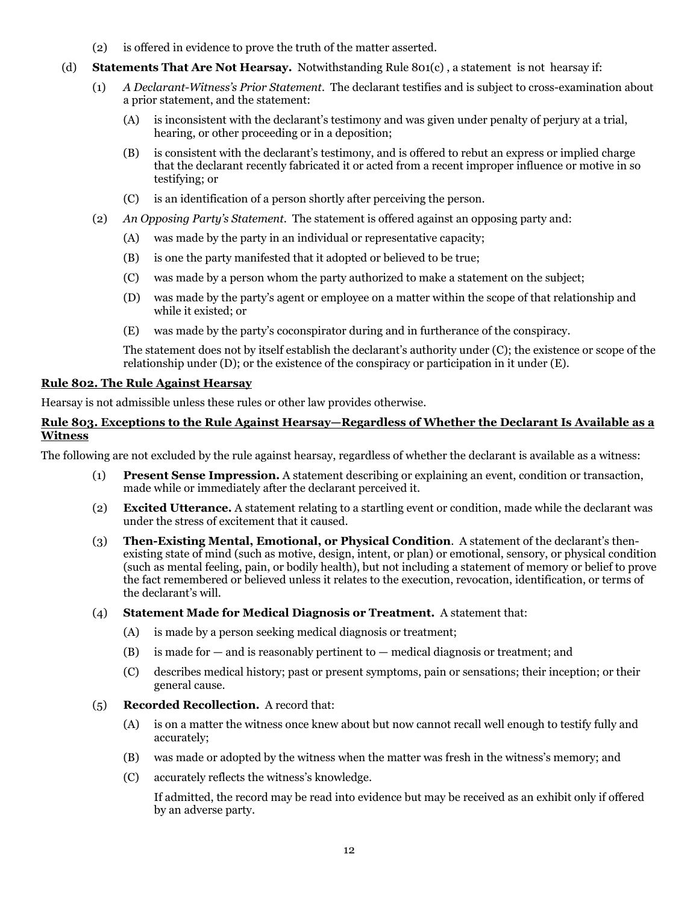(2) is offered in evidence to prove the truth of the matter asserted.

(d) **Statements That Are Not Hearsay.** Notwithstanding Rule 801(c) , a statement is not hearsay if:

(1) *A Declarant-Witness's Prior Statement.* The declarant testifies and is subject to cross-examination about a prior statement, and the statement:

(A) is inconsistent with the declarant's testimony and was given under penalty of perjury at a trial, hearing, or other proceeding or in a deposition;

(B) is consistent with the declarant's testimony, and is offered to rebut an express or implied charge that the declarant recently fabricated it or acted from a recent improper influence or motive in so testifying; or

(C) is an identification of a person shortly after perceiving the person.

(2) *An Opposing Party's Statement.* The statement is offered against an opposing party and:

(A) was made by the party in an individual or representative capacity;

(B) is one the party manifested that it adopted or believed to be true;

(C) was made by a person whom the party authorized to make a statement on the subject;

(D) was made by the party's agent or employee on a matter within the scope of that relationship and while it existed; or

(E) was made by the party's coconspirator during and in furtherance of the conspiracy.

The statement does not by itself establish the declarant's authority under (C); the existence or scope of the relationship under (D); or the existence of the conspiracy or participation in it under (E).

**Rule 802. The Rule Against Hearsay**

Hearsay is not admissible unless these rules or other law provides otherwise.

**Rule 803. Exceptions to the Rule Against Hearsay—Regardless of Whether the Declarant Is Available as a Witness**

The following are not excluded by the rule against hearsay, regardless of whether the declarant is available as a witness:

(1) **Present Sense Impression.** A statement describing or explaining an event, condition or transaction, made while or immediately after the declarant perceived it.

(2) **Excited Utterance.** A statement relating to a startling event or condition, made while the declarant was under the stress of excitement that it caused.

(3) **Then-Existing Mental, Emotional, or Physical Condition**. A statement of the declarant's then-existing state of mind (such as motive, design, intent, or plan) or emotional, sensory, or physical condition (such as mental feeling, pain, or bodily health), but not including a statement of memory or belief to prove the fact remembered or believed unless it relates to the execution, revocation, identification, or terms of the declarant's will.

(4) **Statement Made for Medical Diagnosis or Treatment.** A statement that:

(A) is made by a person seeking medical diagnosis or treatment;

(B) is made for — and is reasonably pertinent to — medical diagnosis or treatment; and

(C) describes medical history; past or present symptoms, pain or sensations; their inception; or their general cause.

(5) **Recorded Recollection.** A record that:

(A) is on a matter the witness once knew about but now cannot recall well enough to testify fully and accurately;

(B) was made or adopted by the witness when the matter was fresh in the witness's memory; and

(C) accurately reflects the witness's knowledge.

If admitted, the record may be read into evidence but may be received as an exhibit only if offered by an adverse party.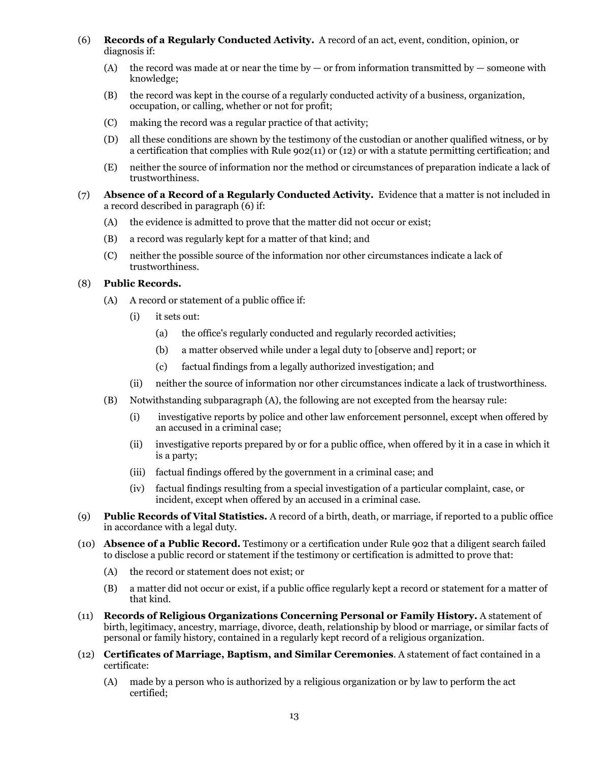(6) **Records of a Regularly Conducted Activity.** A record of an act, event, condition, opinion, or diagnosis if:

(A) the record was made at or near the time by — or from information transmitted by — someone with knowledge;

(B) the record was kept in the course of a regularly conducted activity of a business, organization, occupation, or calling, whether or not for profit;

(C) making the record was a regular practice of that activity;

(D) all these conditions are shown by the testimony of the custodian or another qualified witness, or by a certification that complies with Rule 902(11) or (12) or with a statute permitting certification; and

(E) neither the source of information nor the method or circumstances of preparation indicate a lack of trustworthiness.

(7) **Absence of a Record of a Regularly Conducted Activity.** Evidence that a matter is not included in a record described in paragraph (6) if:

(A) the evidence is admitted to prove that the matter did not occur or exist;

(B) a record was regularly kept for a matter of that kind; and

(C) neither the possible source of the information nor other circumstances indicate a lack of trustworthiness.

(8) **Public Records.**

(A) A record or statement of a public office if:

(i) it sets out:

(a) the office's regularly conducted and regularly recorded activities;

(b) a matter observed while under a legal duty to [observe and] report; or

(c) factual findings from a legally authorized investigation; and

(ii) neither the source of information nor other circumstances indicate a lack of trustworthiness.

(B) Notwithstanding subparagraph (A), the following are not excepted from the hearsay rule:

(i) investigative reports by police and other law enforcement personnel, except when offered by an accused in a criminal case;

(ii) investigative reports prepared by or for a public office, when offered by it in a case in which it is a party;

(iii) factual findings offered by the government in a criminal case; and

(iv) factual findings resulting from a special investigation of a particular complaint, case, or incident, except when offered by an accused in a criminal case.

(9) **Public Records of Vital Statistics.** A record of a birth, death, or marriage, if reported to a public office in accordance with a legal duty.

(10) **Absence of a Public Record.** Testimony or a certification under Rule 902 that a diligent search failed to disclose a public record or statement if the testimony or certification is admitted to prove that:

(A) the record or statement does not exist; or

(B) a matter did not occur or exist, if a public office regularly kept a record or statement for a matter of that kind.

(11) **Records of Religious Organizations Concerning Personal or Family History.** A statement of birth, legitimacy, ancestry, marriage, divorce, death, relationship by blood or marriage, or similar facts of personal or family history, contained in a regularly kept record of a religious organization.

(12) **Certificates of Marriage, Baptism, and Similar Ceremonies**. A statement of fact contained in a certificate:

(A) made by a person who is authorized by a religious organization or by law to perform the act certified;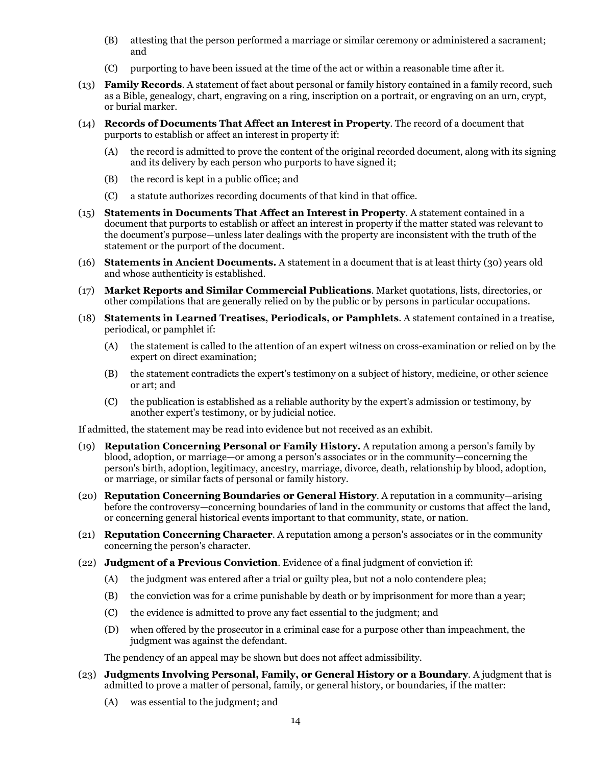(B) attesting that the person performed a marriage or similar ceremony or administered a sacrament; and

(C) purporting to have been issued at the time of the act or within a reasonable time after it.

(13) **Family Records**. A statement of fact about personal or family history contained in a family record, such as a Bible, genealogy, chart, engraving on a ring, inscription on a portrait, or engraving on an urn, crypt, or burial marker.

(14) **Records of Documents That Affect an Interest in Property**. The record of a document that purports to establish or affect an interest in property if:

(A) the record is admitted to prove the content of the original recorded document, along with its signing and its delivery by each person who purports to have signed it;

(B) the record is kept in a public office; and

(C) a statute authorizes recording documents of that kind in that office.

(15) **Statements in Documents That Affect an Interest in Property**. A statement contained in a document that purports to establish or affect an interest in property if the matter stated was relevant to the document's purpose—unless later dealings with the property are inconsistent with the truth of the statement or the purport of the document.

(16) **Statements in Ancient Documents.** A statement in a document that is at least thirty (30) years old and whose authenticity is established.

(17) **Market Reports and Similar Commercial Publications**. Market quotations, lists, directories, or other compilations that are generally relied on by the public or by persons in particular occupations.

(18) **Statements in Learned Treatises, Periodicals, or Pamphlets**. A statement contained in a treatise, periodical, or pamphlet if:

(A) the statement is called to the attention of an expert witness on cross-examination or relied on by the expert on direct examination;

(B) the statement contradicts the expert's testimony on a subject of history, medicine, or other science or art; and

(C) the publication is established as a reliable authority by the expert's admission or testimony, by another expert's testimony, or by judicial notice.

If admitted, the statement may be read into evidence but not received as an exhibit.

(19) **Reputation Concerning Personal or Family History.** A reputation among a person's family by blood, adoption, or marriage—or among a person's associates or in the community—concerning the person's birth, adoption, legitimacy, ancestry, marriage, divorce, death, relationship by blood, adoption, or marriage, or similar facts of personal or family history.

(20) **Reputation Concerning Boundaries or General History**. A reputation in a community—arising before the controversy—concerning boundaries of land in the community or customs that affect the land, or concerning general historical events important to that community, state, or nation.

(21) **Reputation Concerning Character**. A reputation among a person's associates or in the community concerning the person's character.

(22) **Judgment of a Previous Conviction**. Evidence of a final judgment of conviction if:

(A) the judgment was entered after a trial or guilty plea, but not a nolo contendere plea;

(B) the conviction was for a crime punishable by death or by imprisonment for more than a year;

(C) the evidence is admitted to prove any fact essential to the judgment; and

(D) when offered by the prosecutor in a criminal case for a purpose other than impeachment, the judgment was against the defendant.

The pendency of an appeal may be shown but does not affect admissibility.

(23) **Judgments Involving Personal, Family, or General History or a Boundary**. A judgment that is admitted to prove a matter of personal, family, or general history, or boundaries, if the matter:

(A) was essential to the judgment; and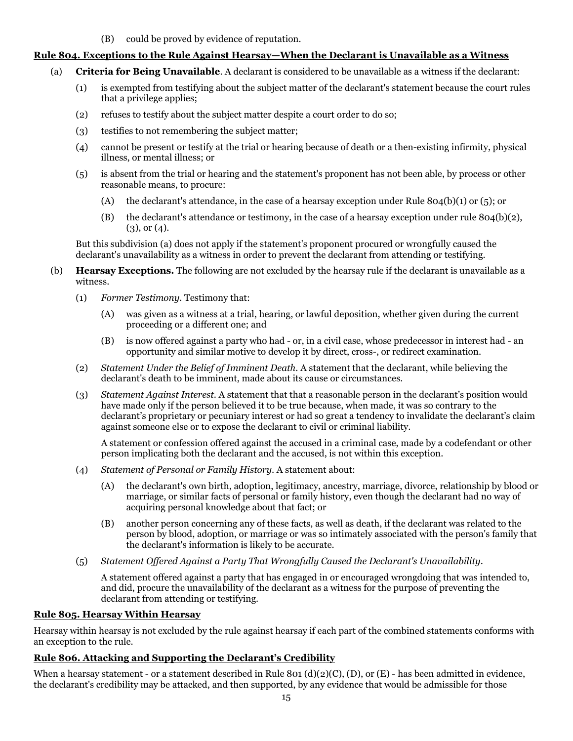(B) could be proved by evidence of reputation.

**Rule 804. Exceptions to the Rule Against Hearsay—When the Declarant is Unavailable as a Witness**

(a) **Criteria for Being Unavailable**. A declarant is considered to be unavailable as a witness if the declarant:

(1) is exempted from testifying about the subject matter of the declarant's statement because the court rules that a privilege applies;

(2) refuses to testify about the subject matter despite a court order to do so;

(3) testifies to not remembering the subject matter;

(4) cannot be present or testify at the trial or hearing because of death or a then-existing infirmity, physical illness, or mental illness; or

(5) is absent from the trial or hearing and the statement's proponent has not been able, by process or other reasonable means, to procure:

(A) the declarant's attendance, in the case of a hearsay exception under Rule 804(b)(1) or (5); or

(B) the declarant's attendance or testimony, in the case of a hearsay exception under rule 804(b)(2), (3), or (4).

But this subdivision (a) does not apply if the statement's proponent procured or wrongfully caused the declarant's unavailability as a witness in order to prevent the declarant from attending or testifying.

(b) **Hearsay Exceptions.** The following are not excluded by the hearsay rule if the declarant is unavailable as a witness.

(1) *Former Testimony*. Testimony that:

(A) was given as a witness at a trial, hearing, or lawful deposition, whether given during the current proceeding or a different one; and

(B) is now offered against a party who had - or, in a civil case, whose predecessor in interest had - an opportunity and similar motive to develop it by direct, cross-, or redirect examination.

(2) *Statement Under the Belief of Imminent Death*. A statement that the declarant, while believing the declarant's death to be imminent, made about its cause or circumstances.

(3) *Statement Against Interest*. A statement that that a reasonable person in the declarant's position would have made only if the person believed it to be true because, when made, it was so contrary to the declarant's proprietary or pecuniary interest or had so great a tendency to invalidate the declarant's claim against someone else or to expose the declarant to civil or criminal liability.

A statement or confession offered against the accused in a criminal case, made by a codefendant or other person implicating both the declarant and the accused, is not within this exception.

(4) *Statement of Personal or Family History*. A statement about:

(A) the declarant's own birth, adoption, legitimacy, ancestry, marriage, divorce, relationship by blood or marriage, or similar facts of personal or family history, even though the declarant had no way of acquiring personal knowledge about that fact; or

(B) another person concerning any of these facts, as well as death, if the declarant was related to the person by blood, adoption, or marriage or was so intimately associated with the person's family that the declarant's information is likely to be accurate.

(5) *Statement Offered Against a Party That Wrongfully Caused the Declarant's Unavailability*.

A statement offered against a party that has engaged in or encouraged wrongdoing that was intended to, and did, procure the unavailability of the declarant as a witness for the purpose of preventing the declarant from attending or testifying.

**Rule 805. Hearsay Within Hearsay**

Hearsay within hearsay is not excluded by the rule against hearsay if each part of the combined statements conforms with an exception to the rule.

**Rule 806. Attacking and Supporting the Declarant's Credibility**

When a hearsay statement - or a statement described in Rule 801 (d)(2)(C), (D), or (E) - has been admitted in evidence, the declarant's credibility may be attacked, and then supported, by any evidence that would be admissible for those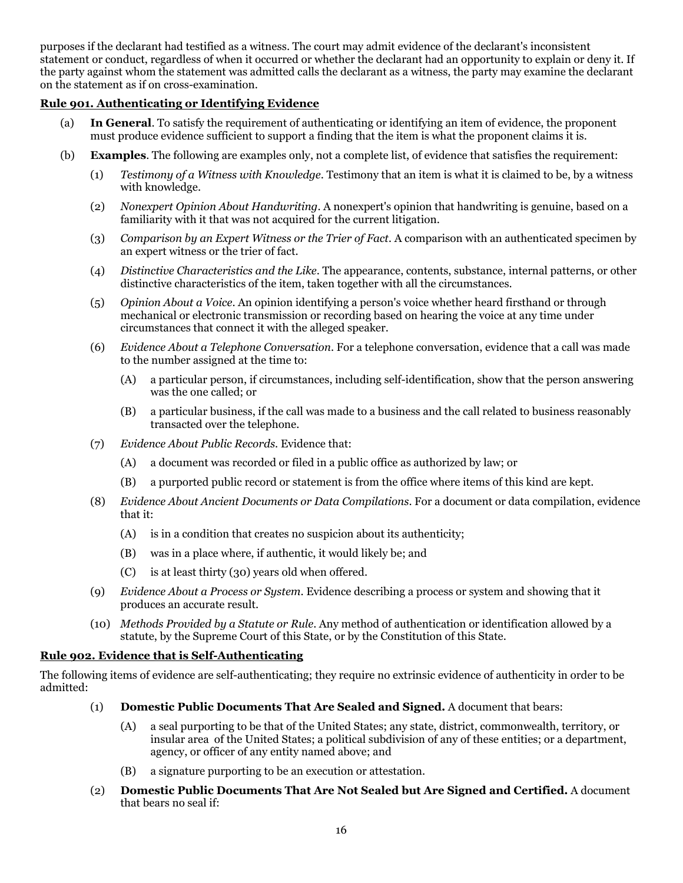purposes if the declarant had testified as a witness. The court may admit evidence of the declarant's inconsistent statement or conduct, regardless of when it occurred or whether the declarant had an opportunity to explain or deny it. If the party against whom the statement was admitted calls the declarant as a witness, the party may examine the declarant on the statement as if on cross-examination.

**Rule 901. Authenticating or Identifying Evidence**

(a) **In General**. To satisfy the requirement of authenticating or identifying an item of evidence, the proponent must produce evidence sufficient to support a finding that the item is what the proponent claims it is.

(b) **Examples**. The following are examples only, not a complete list, of evidence that satisfies the requirement:

(1) *Testimony of a Witness with Knowledge*. Testimony that an item is what it is claimed to be, by a witness with knowledge.

(2) *Nonexpert Opinion About Handwriting*. A nonexpert's opinion that handwriting is genuine, based on a familiarity with it that was not acquired for the current litigation.

(3) *Comparison by an Expert Witness or the Trier of Fact*. A comparison with an authenticated specimen by an expert witness or the trier of fact.

(4) *Distinctive Characteristics and the Like*. The appearance, contents, substance, internal patterns, or other distinctive characteristics of the item, taken together with all the circumstances.

(5) *Opinion About a Voice*. An opinion identifying a person's voice whether heard firsthand or through mechanical or electronic transmission or recording based on hearing the voice at any time under circumstances that connect it with the alleged speaker.

(6) *Evidence About a Telephone Conversation*. For a telephone conversation, evidence that a call was made to the number assigned at the time to:

(A) a particular person, if circumstances, including self-identification, show that the person answering was the one called; or

(B) a particular business, if the call was made to a business and the call related to business reasonably transacted over the telephone.

(7) *Evidence About Public Records*. Evidence that:

(A) a document was recorded or filed in a public office as authorized by law; or

(B) a purported public record or statement is from the office where items of this kind are kept.

(8) *Evidence About Ancient Documents or Data Compilations*. For a document or data compilation, evidence that it:

(A) is in a condition that creates no suspicion about its authenticity;

(B) was in a place where, if authentic, it would likely be; and

(C) is at least thirty (30) years old when offered.

(9) *Evidence About a Process or System*. Evidence describing a process or system and showing that it produces an accurate result.

(10) *Methods Provided by a Statute or Rule*. Any method of authentication or identification allowed by a statute, by the Supreme Court of this State, or by the Constitution of this State.

**Rule 902. Evidence that is Self-Authenticating**

The following items of evidence are self-authenticating; they require no extrinsic evidence of authenticity in order to be admitted:

(1) **Domestic Public Documents That Are Sealed and Signed.** A document that bears:

(A) a seal purporting to be that of the United States; any state, district, commonwealth, territory, or insular area of the United States; a political subdivision of any of these entities; or a department, agency, or officer of any entity named above; and

(B) a signature purporting to be an execution or attestation.

(2) **Domestic Public Documents That Are Not Sealed but Are Signed and Certified.** A document that bears no seal if: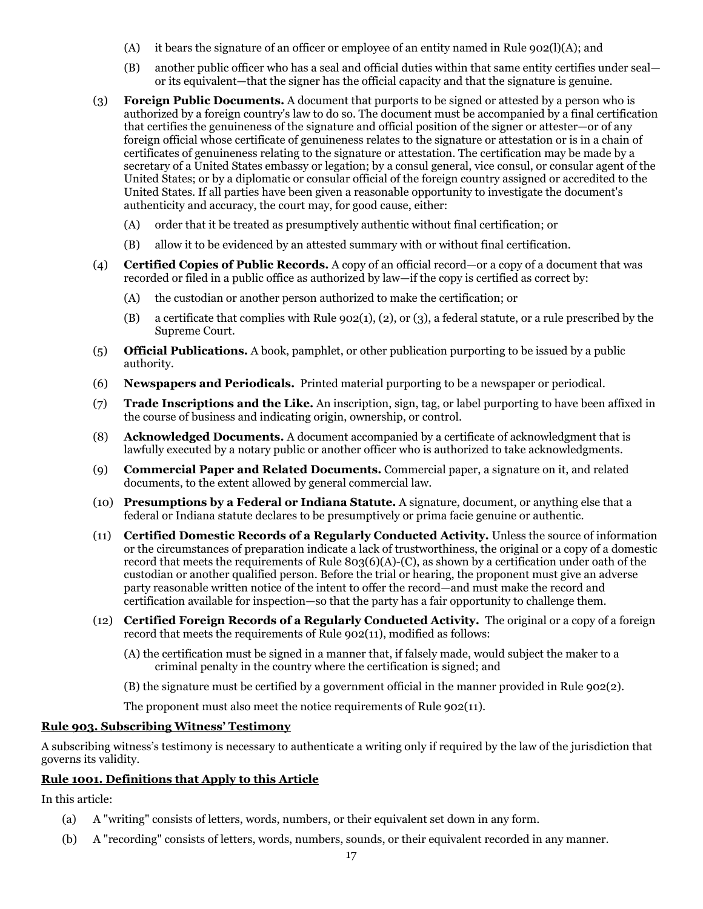(A) it bears the signature of an officer or employee of an entity named in Rule 902(l)(A); and

(B) another public officer who has a seal and official duties within that same entity certifies under seal—or its equivalent—that the signer has the official capacity and that the signature is genuine.

(3) **Foreign Public Documents.** A document that purports to be signed or attested by a person who is authorized by a foreign country's law to do so. The document must be accompanied by a final certification that certifies the genuineness of the signature and official position of the signer or attester—or of any foreign official whose certificate of genuineness relates to the signature or attestation or is in a chain of certificates of genuineness relating to the signature or attestation. The certification may be made by a secretary of a United States embassy or legation; by a consul general, vice consul, or consular agent of the United States; or by a diplomatic or consular official of the foreign country assigned or accredited to the United States. If all parties have been given a reasonable opportunity to investigate the document's authenticity and accuracy, the court may, for good cause, either:

(A) order that it be treated as presumptively authentic without final certification; or

(B) allow it to be evidenced by an attested summary with or without final certification.

(4) **Certified Copies of Public Records.** A copy of an official record—or a copy of a document that was recorded or filed in a public office as authorized by law—if the copy is certified as correct by:

(A) the custodian or another person authorized to make the certification; or

(B) a certificate that complies with Rule 902(1), (2), or (3), a federal statute, or a rule prescribed by the Supreme Court.

(5) **Official Publications.** A book, pamphlet, or other publication purporting to be issued by a public authority.

(6) **Newspapers and Periodicals.** Printed material purporting to be a newspaper or periodical.

(7) **Trade Inscriptions and the Like.** An inscription, sign, tag, or label purporting to have been affixed in the course of business and indicating origin, ownership, or control.

(8) **Acknowledged Documents.** A document accompanied by a certificate of acknowledgment that is lawfully executed by a notary public or another officer who is authorized to take acknowledgments.

(9) **Commercial Paper and Related Documents.** Commercial paper, a signature on it, and related documents, to the extent allowed by general commercial law.

(10) **Presumptions by a Federal or Indiana Statute.** A signature, document, or anything else that a federal or Indiana statute declares to be presumptively or prima facie genuine or authentic.

(11) **Certified Domestic Records of a Regularly Conducted Activity.** Unless the source of information or the circumstances of preparation indicate a lack of trustworthiness, the original or a copy of a domestic record that meets the requirements of Rule 803(6)(A)-(C), as shown by a certification under oath of the custodian or another qualified person. Before the trial or hearing, the proponent must give an adverse party reasonable written notice of the intent to offer the record—and must make the record and certification available for inspection—so that the party has a fair opportunity to challenge them.

(12) **Certified Foreign Records of a Regularly Conducted Activity.** The original or a copy of a foreign record that meets the requirements of Rule 902(11), modified as follows:

(A) the certification must be signed in a manner that, if falsely made, would subject the maker to a criminal penalty in the country where the certification is signed; and

(B) the signature must be certified by a government official in the manner provided in Rule 902(2).

The proponent must also meet the notice requirements of Rule 902(11).

**Rule 903. Subscribing Witness' Testimony**

A subscribing witness's testimony is necessary to authenticate a writing only if required by the law of the jurisdiction that governs its validity.

**Rule 1001. Definitions that Apply to this Article**

In this article:

(a) A "writing" consists of letters, words, numbers, or their equivalent set down in any form.

(b) A "recording" consists of letters, words, numbers, sounds, or their equivalent recorded in any manner.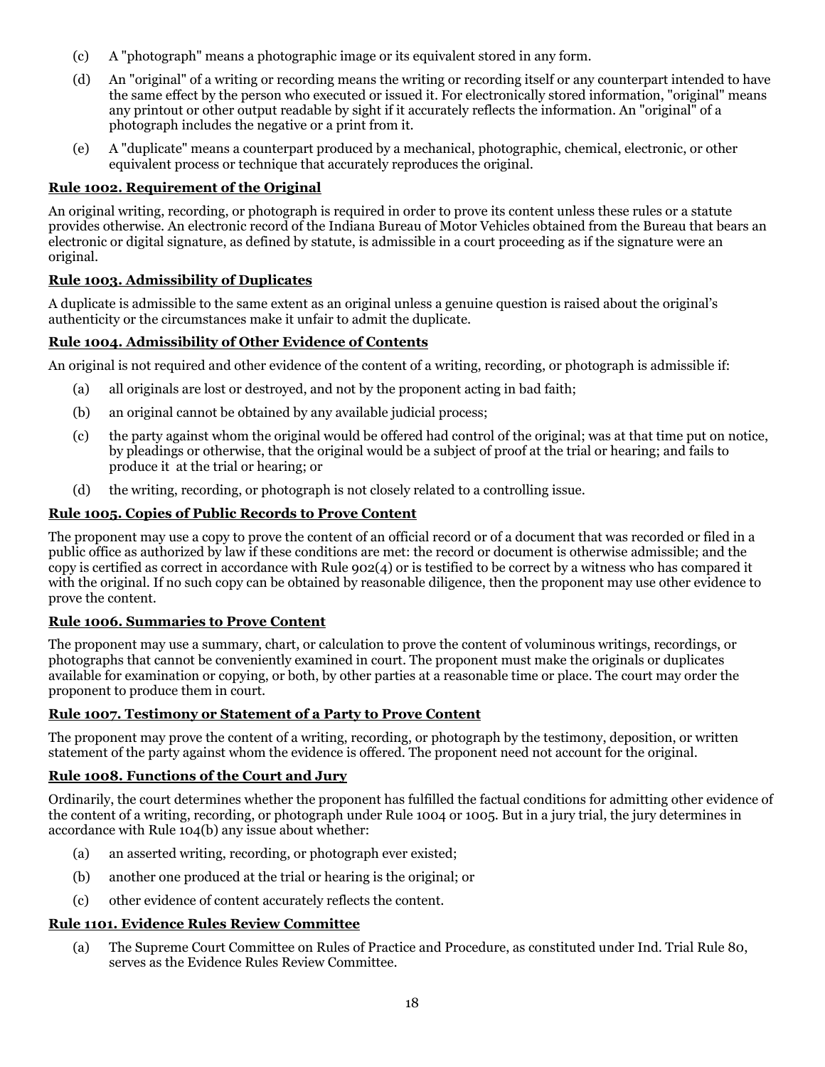(c) A "photograph" means a photographic image or its equivalent stored in any form.

(d) An "original" of a writing or recording means the writing or recording itself or any counterpart intended to have the same effect by the person who executed or issued it. For electronically stored information, "original" means any printout or other output readable by sight if it accurately reflects the information. An "original" of a photograph includes the negative or a print from it.

(e) A "duplicate" means a counterpart produced by a mechanical, photographic, chemical, electronic, or other equivalent process or technique that accurately reproduces the original.

**Rule 1002. Requirement of the Original**

An original writing, recording, or photograph is required in order to prove its content unless these rules or a statute provides otherwise. An electronic record of the Indiana Bureau of Motor Vehicles obtained from the Bureau that bears an electronic or digital signature, as defined by statute, is admissible in a court proceeding as if the signature were an original.

**Rule 1003. Admissibility of Duplicates**

A duplicate is admissible to the same extent as an original unless a genuine question is raised about the original's authenticity or the circumstances make it unfair to admit the duplicate.

**Rule 1004. Admissibility of Other Evidence of Contents**

An original is not required and other evidence of the content of a writing, recording, or photograph is admissible if:

(a) all originals are lost or destroyed, and not by the proponent acting in bad faith;

(b) an original cannot be obtained by any available judicial process;

(c) the party against whom the original would be offered had control of the original; was at that time put on notice, by pleadings or otherwise, that the original would be a subject of proof at the trial or hearing; and fails to produce it at the trial or hearing; or

(d) the writing, recording, or photograph is not closely related to a controlling issue.

**Rule 1005. Copies of Public Records to Prove Content**

The proponent may use a copy to prove the content of an official record or of a document that was recorded or filed in a public office as authorized by law if these conditions are met: the record or document is otherwise admissible; and the copy is certified as correct in accordance with Rule 902(4) or is testified to be correct by a witness who has compared it with the original. If no such copy can be obtained by reasonable diligence, then the proponent may use other evidence to prove the content.

**Rule 1006. Summaries to Prove Content**

The proponent may use a summary, chart, or calculation to prove the content of voluminous writings, recordings, or photographs that cannot be conveniently examined in court. The proponent must make the originals or duplicates available for examination or copying, or both, by other parties at a reasonable time or place. The court may order the proponent to produce them in court.

**Rule 1007. Testimony or Statement of a Party to Prove Content**

The proponent may prove the content of a writing, recording, or photograph by the testimony, deposition, or written statement of the party against whom the evidence is offered. The proponent need not account for the original.

**Rule 1008. Functions of the Court and Jury**

Ordinarily, the court determines whether the proponent has fulfilled the factual conditions for admitting other evidence of the content of a writing, recording, or photograph under Rule 1004 or 1005. But in a jury trial, the jury determines in accordance with Rule 104(b) any issue about whether:

(a) an asserted writing, recording, or photograph ever existed;

(b) another one produced at the trial or hearing is the original; or

(c) other evidence of content accurately reflects the content.

**Rule 1101. Evidence Rules Review Committee**

(a) The Supreme Court Committee on Rules of Practice and Procedure, as constituted under Ind. Trial Rule 80, serves as the Evidence Rules Review Committee.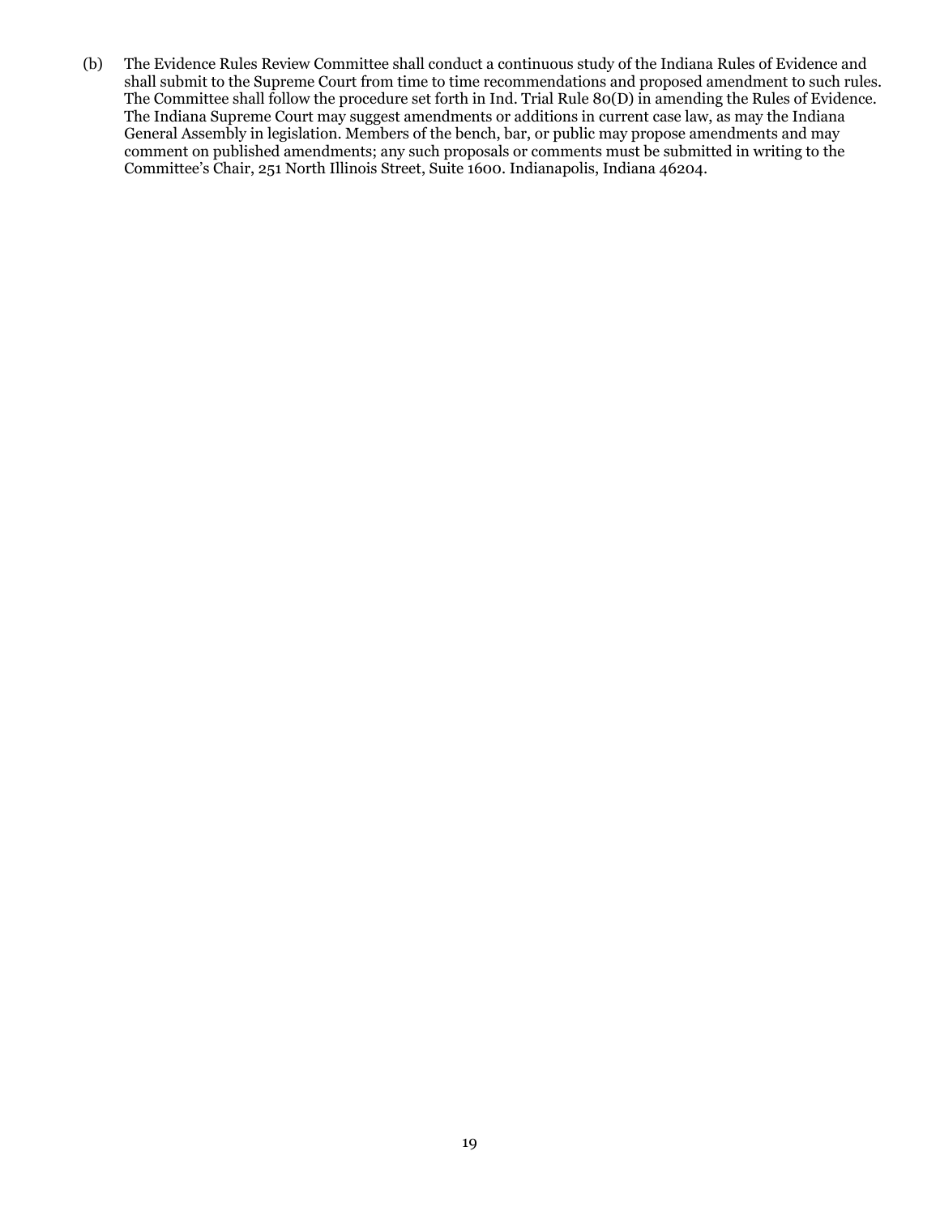(b) The Evidence Rules Review Committee shall conduct a continuous study of the Indiana Rules of Evidence and shall submit to the Supreme Court from time to time recommendations and proposed amendment to such rules. The Committee shall follow the procedure set forth in Ind. Trial Rule 80(D) in amending the Rules of Evidence. The Indiana Supreme Court may suggest amendments or additions in current case law, as may the Indiana General Assembly in legislation. Members of the bench, bar, or public may propose amendments and may comment on published amendments; any such proposals or comments must be submitted in writing to the Committee's Chair, 251 North Illinois Street, Suite 1600. Indianapolis, Indiana 46204.